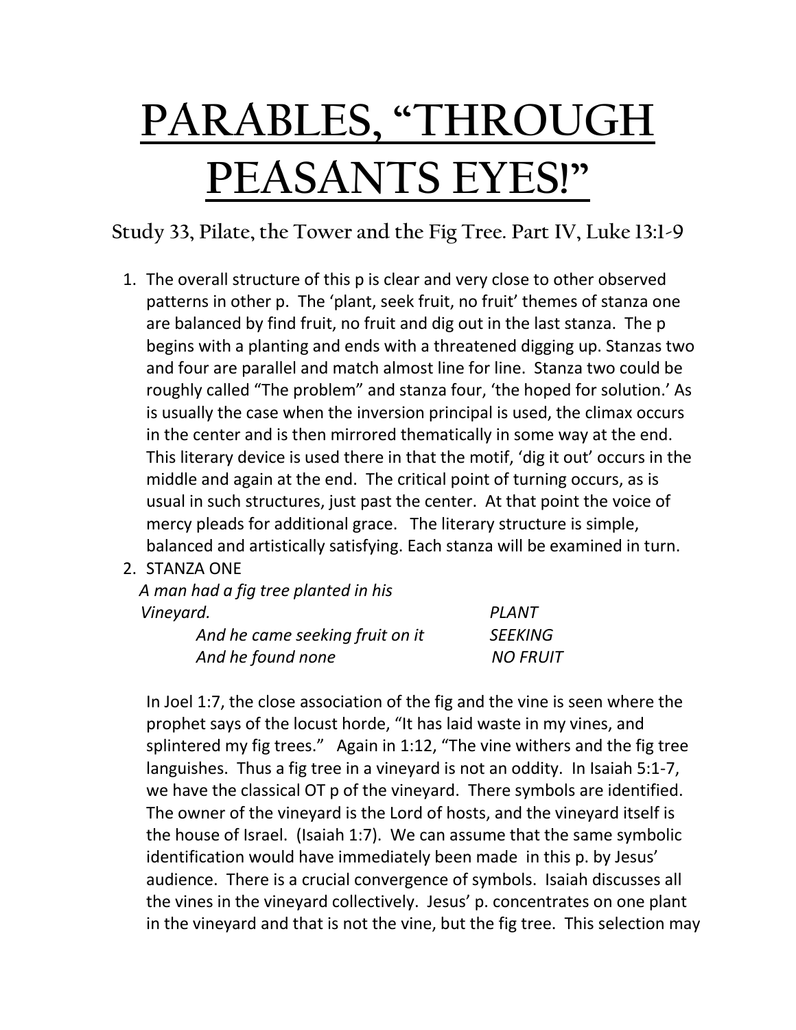# PARABLES, "THROUGH PEASANTS EYES!"

## Study 33, Pilate, the Tower and the Fig Tree. Part IV, Luke 13:1-9

1. The overall structure of this p is clear and very close to other observed patterns in other p. The 'plant, seek fruit, no fruit' themes of stanza one are balanced by find fruit, no fruit and dig out in the last stanza. The p begins with a planting and ends with a threatened digging up. Stanzas two and four are parallel and match almost line for line. Stanza two could be roughly called "The problem" and stanza four, 'the hoped for solution.' As is usually the case when the inversion principal is used, the climax occurs in the center and is then mirrored thematically in some way at the end. This literary device is used there in that the motif, 'dig it out' occurs in the middle and again at the end. The critical point of turning occurs, as is usual in such structures, just past the center. At that point the voice of mercy pleads for additional grace. The literary structure is simple, balanced and artistically satisfying. Each stanza will be examined in turn.

2. STANZA ONE

   *A man had a fig tree planted in his Vineyard.* — *PLANT*
   
   *And he came seeking fruit on it* — *SEEKING*
   
   *And he found none* — *NO FRUIT*

   In Joel 1:7, the close association of the fig and the vine is seen where the prophet says of the locust horde, "It has laid waste in my vines, and splintered my fig trees." Again in 1:12, "The vine withers and the fig tree languishes. Thus a fig tree in a vineyard is not an oddity. In Isaiah 5:1-7, we have the classical OT p of the vineyard. There symbols are identified. The owner of the vineyard is the Lord of hosts, and the vineyard itself is the house of Israel. (Isaiah 1:7). We can assume that the same symbolic identification would have immediately been made in this p. by Jesus' audience. There is a crucial convergence of symbols. Isaiah discusses all the vines in the vineyard collectively. Jesus' p. concentrates on one plant in the vineyard and that is not the vine, but the fig tree. This selection may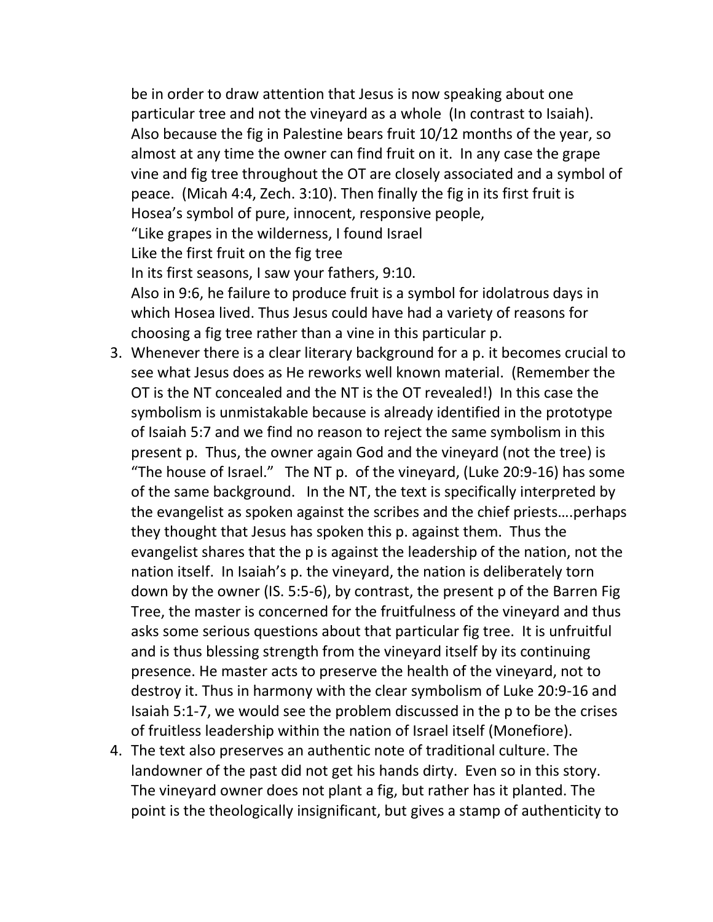be in order to draw attention that Jesus is now speaking about one particular tree and not the vineyard as a whole (In contrast to Isaiah). Also because the fig in Palestine bears fruit 10/12 months of the year, so almost at any time the owner can find fruit on it. In any case the grape vine and fig tree throughout the OT are closely associated and a symbol of peace. (Micah 4:4, Zech. 3:10). Then finally the fig in its first fruit is Hosea's symbol of pure, innocent, responsive people,
"Like grapes in the wilderness, I found Israel
Like the first fruit on the fig tree
In its first seasons, I saw your fathers, 9:10.
Also in 9:6, he failure to produce fruit is a symbol for idolatrous days in which Hosea lived. Thus Jesus could have had a variety of reasons for choosing a fig tree rather than a vine in this particular p.

3. Whenever there is a clear literary background for a p. it becomes crucial to see what Jesus does as He reworks well known material. (Remember the OT is the NT concealed and the NT is the OT revealed!) In this case the symbolism is unmistakable because is already identified in the prototype of Isaiah 5:7 and we find no reason to reject the same symbolism in this present p. Thus, the owner again God and the vineyard (not the tree) is "The house of Israel." The NT p. of the vineyard, (Luke 20:9-16) has some of the same background. In the NT, the text is specifically interpreted by the evangelist as spoken against the scribes and the chief priests….perhaps they thought that Jesus has spoken this p. against them. Thus the evangelist shares that the p is against the leadership of the nation, not the nation itself. In Isaiah's p. the vineyard, the nation is deliberately torn down by the owner (IS. 5:5-6), by contrast, the present p of the Barren Fig Tree, the master is concerned for the fruitfulness of the vineyard and thus asks some serious questions about that particular fig tree. It is unfruitful and is thus blessing strength from the vineyard itself by its continuing presence. He master acts to preserve the health of the vineyard, not to destroy it. Thus in harmony with the clear symbolism of Luke 20:9-16 and Isaiah 5:1-7, we would see the problem discussed in the p to be the crises of fruitless leadership within the nation of Israel itself (Monefiore).
4. The text also preserves an authentic note of traditional culture. The landowner of the past did not get his hands dirty. Even so in this story. The vineyard owner does not plant a fig, but rather has it planted. The point is the theologically insignificant, but gives a stamp of authenticity to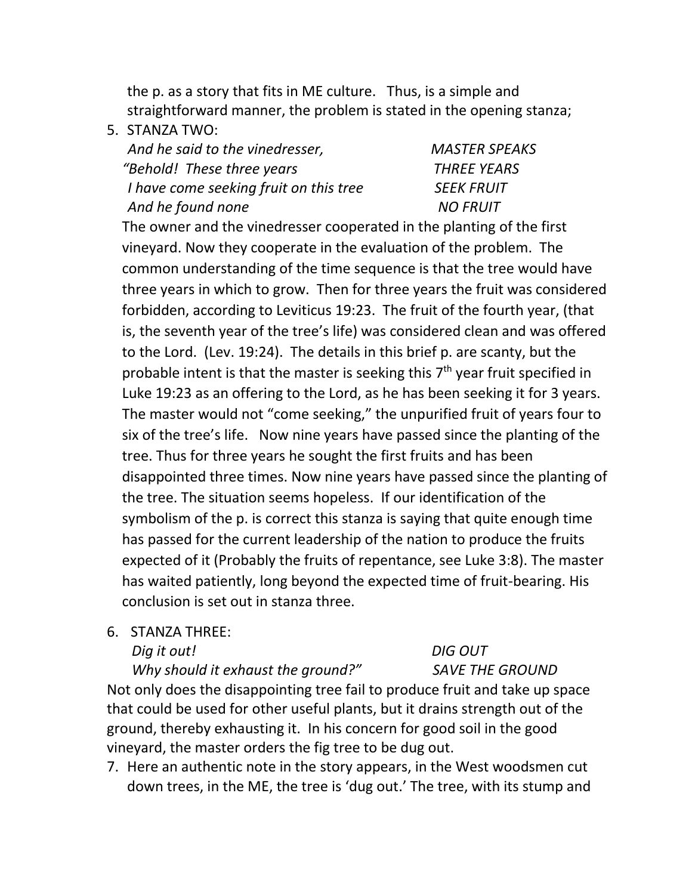the p. as a story that fits in ME culture. Thus, is a simple and straightforward manner, the problem is stated in the opening stanza;

5. STANZA TWO:

| | |
|---|---|
| *And he said to the vinedresser,* | *MASTER SPEAKS* |
| *"Behold! These three years* | *THREE YEARS* |
| *I have come seeking fruit on this tree* | *SEEK FRUIT* |
| *And he found none* | *NO FRUIT* |

The owner and the vinedresser cooperated in the planting of the first vineyard. Now they cooperate in the evaluation of the problem. The common understanding of the time sequence is that the tree would have three years in which to grow. Then for three years the fruit was considered forbidden, according to Leviticus 19:23. The fruit of the fourth year, (that is, the seventh year of the tree's life) was considered clean and was offered to the Lord. (Lev. 19:24). The details in this brief p. are scanty, but the probable intent is that the master is seeking this 7th year fruit specified in Luke 19:23 as an offering to the Lord, as he has been seeking it for 3 years. The master would not "come seeking," the unpurified fruit of years four to six of the tree's life. Now nine years have passed since the planting of the tree. Thus for three years he sought the first fruits and has been disappointed three times. Now nine years have passed since the planting of the tree. The situation seems hopeless. If our identification of the symbolism of the p. is correct this stanza is saying that quite enough time has passed for the current leadership of the nation to produce the fruits expected of it (Probably the fruits of repentance, see Luke 3:8). The master has waited patiently, long beyond the expected time of fruit-bearing. His conclusion is set out in stanza three.

6. STANZA THREE:

| | |
|---|---|
| *Dig it out!* | *DIG OUT* |
| *Why should it exhaust the ground?"* | *SAVE THE GROUND* |

Not only does the disappointing tree fail to produce fruit and take up space that could be used for other useful plants, but it drains strength out of the ground, thereby exhausting it. In his concern for good soil in the good vineyard, the master orders the fig tree to be dug out.

7. Here an authentic note in the story appears, in the West woodsmen cut down trees, in the ME, the tree is 'dug out.' The tree, with its stump and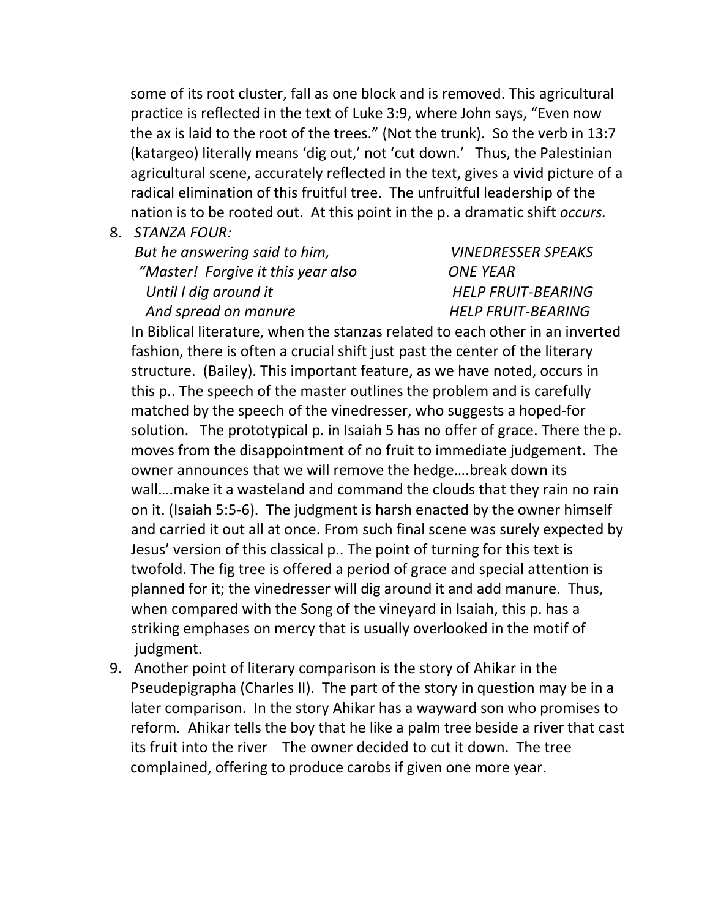some of its root cluster, fall as one block and is removed. This agricultural practice is reflected in the text of Luke 3:9, where John says, "Even now the ax is laid to the root of the trees." (Not the trunk). So the verb in 13:7 (katargeo) literally means 'dig out,' not 'cut down.' Thus, the Palestinian agricultural scene, accurately reflected in the text, gives a vivid picture of a radical elimination of this fruitful tree. The unfruitful leadership of the nation is to be rooted out. At this point in the p. a dramatic shift *occurs.*

8. *STANZA FOUR:*

| | |
|---|---|
| *But he answering said to him,* | *VINEDRESSER SPEAKS* |
| *"Master! Forgive it this year also* | *ONE YEAR* |
| *Until I dig around it* | *HELP FRUIT-BEARING* |
| *And spread on manure* | *HELP FRUIT-BEARING* |

   In Biblical literature, when the stanzas related to each other in an inverted fashion, there is often a crucial shift just past the center of the literary structure. (Bailey). This important feature, as we have noted, occurs in this p.. The speech of the master outlines the problem and is carefully matched by the speech of the vinedresser, who suggests a hoped-for solution. The prototypical p. in Isaiah 5 has no offer of grace. There the p. moves from the disappointment of no fruit to immediate judgement. The owner announces that we will remove the hedge….break down its wall….make it a wasteland and command the clouds that they rain no rain on it. (Isaiah 5:5-6). The judgment is harsh enacted by the owner himself and carried it out all at once. From such final scene was surely expected by Jesus' version of this classical p.. The point of turning for this text is twofold. The fig tree is offered a period of grace and special attention is planned for it; the vinedresser will dig around it and add manure. Thus, when compared with the Song of the vineyard in Isaiah, this p. has a striking emphases on mercy that is usually overlooked in the motif of judgment.

9. Another point of literary comparison is the story of Ahikar in the Pseudepigrapha (Charles II). The part of the story in question may be in a later comparison. In the story Ahikar has a wayward son who promises to reform. Ahikar tells the boy that he like a palm tree beside a river that cast its fruit into the river The owner decided to cut it down. The tree complained, offering to produce carobs if given one more year.